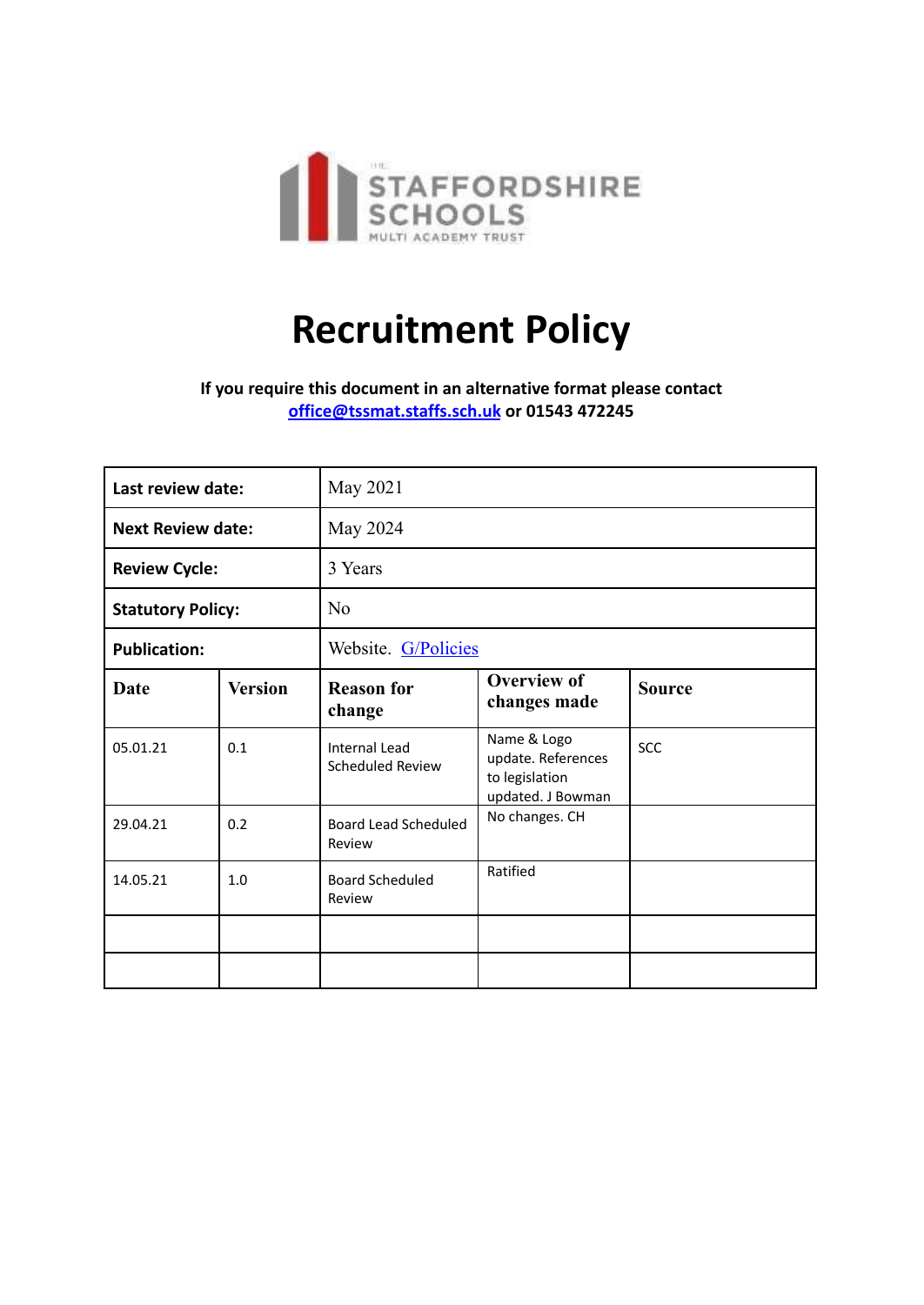THE STAFFORDSHIRE SCHOOLS MULTI ACADEMY TRUST

# Recruitment Policy

**If you require this document in an alternative format please contact [office@tssmat.staffs.sch.uk](mailto:office@tssmat.staffs.sch.uk) or 01543 472245**

| **Last review date:** | | May 2021 | | |
|---|---|---|---|---|
| **Next Review date:** | | May 2024 | | |
| **Review Cycle:** | | 3 Years | | |
| **Statutory Policy:** | | No | | |
| **Publication:** | | Website. G/Policies | | |
| **Date** | **Version** | **Reason for change** | **Overview of changes made** | **Source** |
| 05.01.21 | 0.1 | Internal Lead Scheduled Review | Name & Logo update. References to legislation updated. J Bowman | SCC |
| 29.04.21 | 0.2 | Board Lead Scheduled Review | No changes. CH | |
| 14.05.21 | 1.0 | Board Scheduled Review | Ratified | |
| | | | | |
| | | | | |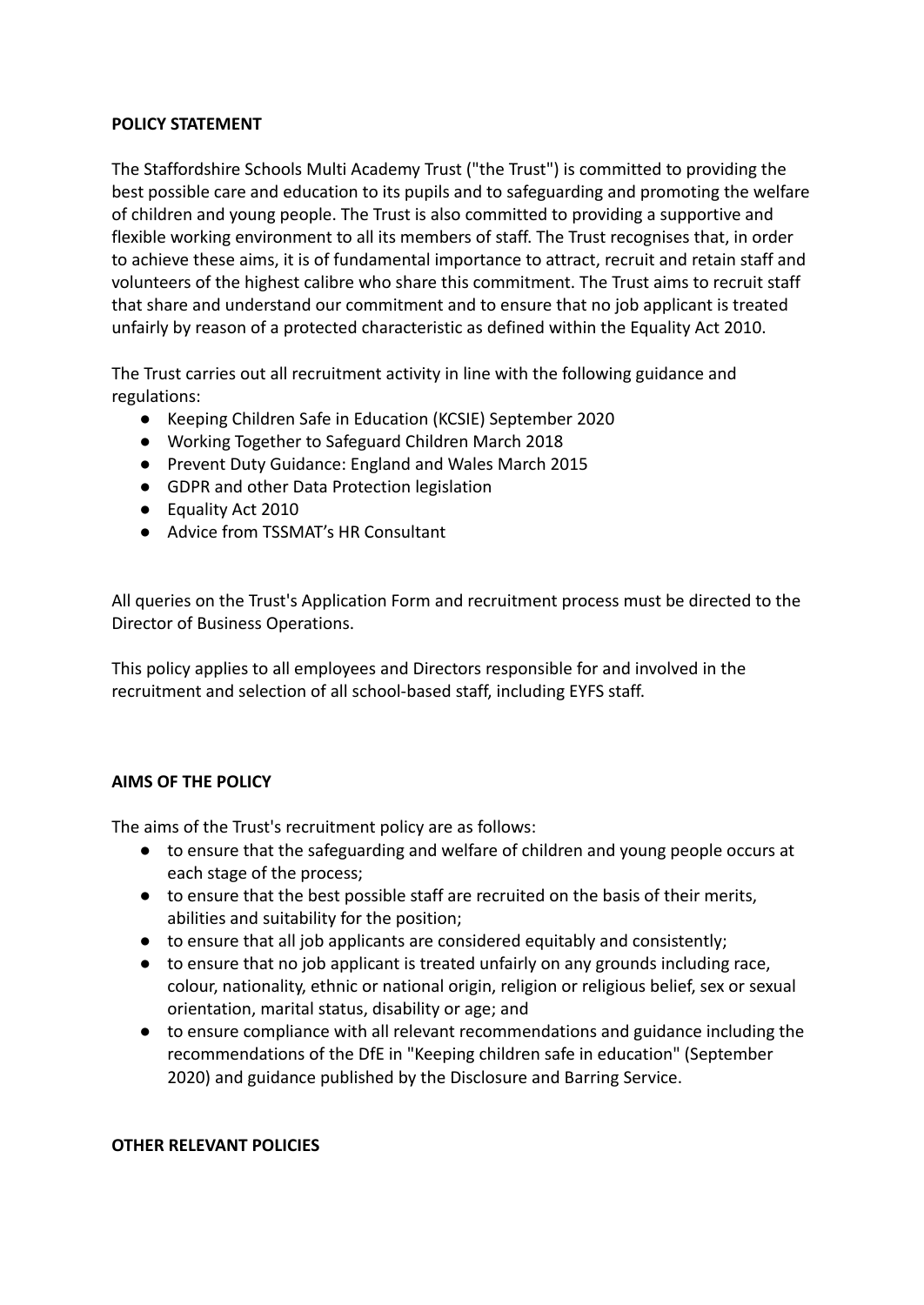**POLICY STATEMENT**

The Staffordshire Schools Multi Academy Trust ("the Trust") is committed to providing the best possible care and education to its pupils and to safeguarding and promoting the welfare of children and young people. The Trust is also committed to providing a supportive and flexible working environment to all its members of staff. The Trust recognises that, in order to achieve these aims, it is of fundamental importance to attract, recruit and retain staff and volunteers of the highest calibre who share this commitment. The Trust aims to recruit staff that share and understand our commitment and to ensure that no job applicant is treated unfairly by reason of a protected characteristic as defined within the Equality Act 2010.

The Trust carries out all recruitment activity in line with the following guidance and regulations:

- Keeping Children Safe in Education (KCSIE) September 2020
- Working Together to Safeguard Children March 2018
- Prevent Duty Guidance: England and Wales March 2015
- GDPR and other Data Protection legislation
- Equality Act 2010
- Advice from TSSMAT's HR Consultant

All queries on the Trust's Application Form and recruitment process must be directed to the Director of Business Operations.

This policy applies to all employees and Directors responsible for and involved in the recruitment and selection of all school-based staff, including EYFS staff.

**AIMS OF THE POLICY**

The aims of the Trust's recruitment policy are as follows:

- to ensure that the safeguarding and welfare of children and young people occurs at each stage of the process;
- to ensure that the best possible staff are recruited on the basis of their merits, abilities and suitability for the position;
- to ensure that all job applicants are considered equitably and consistently;
- to ensure that no job applicant is treated unfairly on any grounds including race, colour, nationality, ethnic or national origin, religion or religious belief, sex or sexual orientation, marital status, disability or age; and
- to ensure compliance with all relevant recommendations and guidance including the recommendations of the DfE in "Keeping children safe in education" (September 2020) and guidance published by the Disclosure and Barring Service.

**OTHER RELEVANT POLICIES**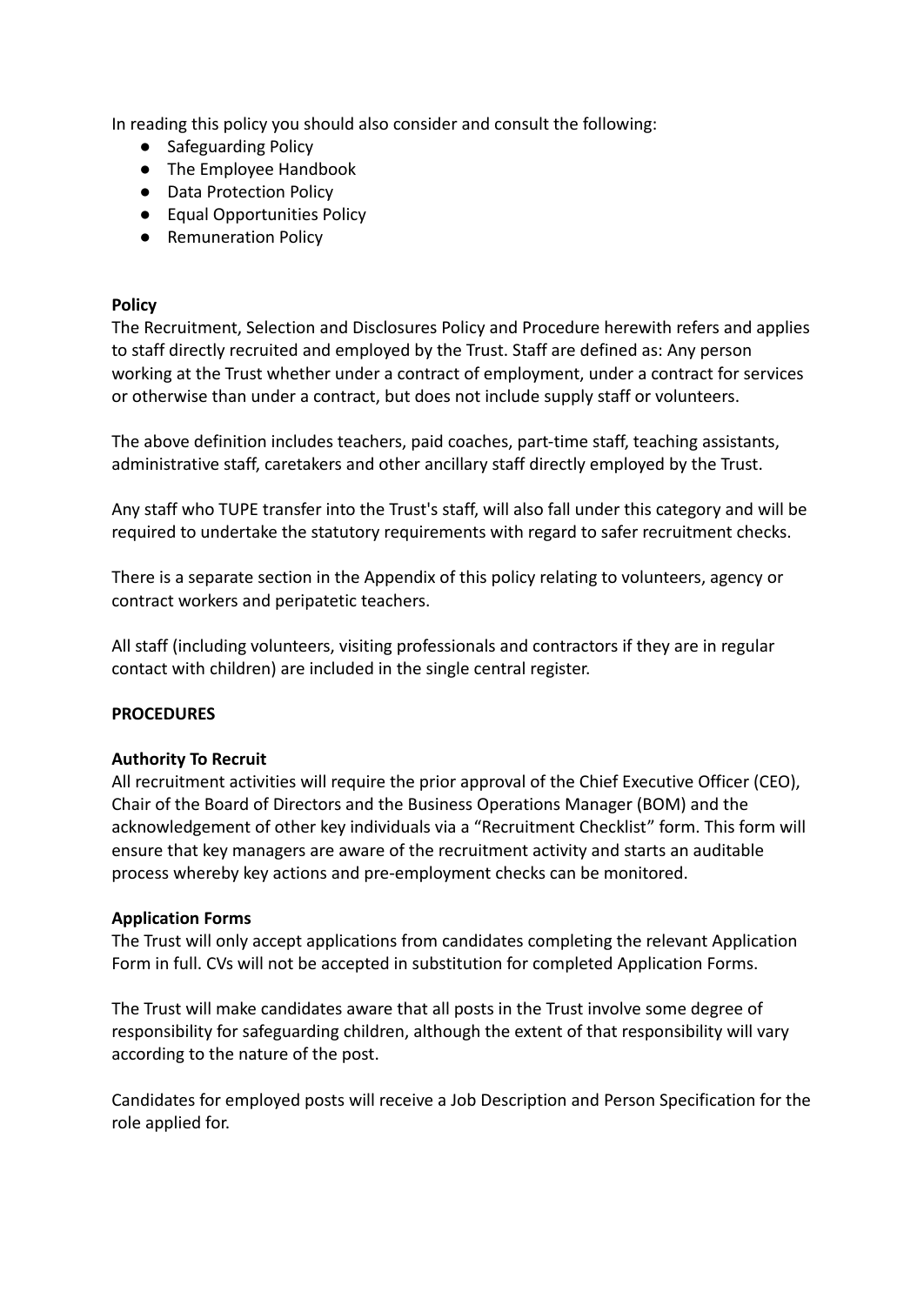In reading this policy you should also consider and consult the following:

- Safeguarding Policy
- The Employee Handbook
- Data Protection Policy
- Equal Opportunities Policy
- Remuneration Policy

**Policy**

The Recruitment, Selection and Disclosures Policy and Procedure herewith refers and applies to staff directly recruited and employed by the Trust. Staff are defined as: Any person working at the Trust whether under a contract of employment, under a contract for services or otherwise than under a contract, but does not include supply staff or volunteers.

The above definition includes teachers, paid coaches, part-time staff, teaching assistants, administrative staff, caretakers and other ancillary staff directly employed by the Trust.

Any staff who TUPE transfer into the Trust's staff, will also fall under this category and will be required to undertake the statutory requirements with regard to safer recruitment checks.

There is a separate section in the Appendix of this policy relating to volunteers, agency or contract workers and peripatetic teachers.

All staff (including volunteers, visiting professionals and contractors if they are in regular contact with children) are included in the single central register.

**PROCEDURES**

**Authority To Recruit**

All recruitment activities will require the prior approval of the Chief Executive Officer (CEO), Chair of the Board of Directors and the Business Operations Manager (BOM) and the acknowledgement of other key individuals via a "Recruitment Checklist" form. This form will ensure that key managers are aware of the recruitment activity and starts an auditable process whereby key actions and pre-employment checks can be monitored.

**Application Forms**

The Trust will only accept applications from candidates completing the relevant Application Form in full. CVs will not be accepted in substitution for completed Application Forms.

The Trust will make candidates aware that all posts in the Trust involve some degree of responsibility for safeguarding children, although the extent of that responsibility will vary according to the nature of the post.

Candidates for employed posts will receive a Job Description and Person Specification for the role applied for.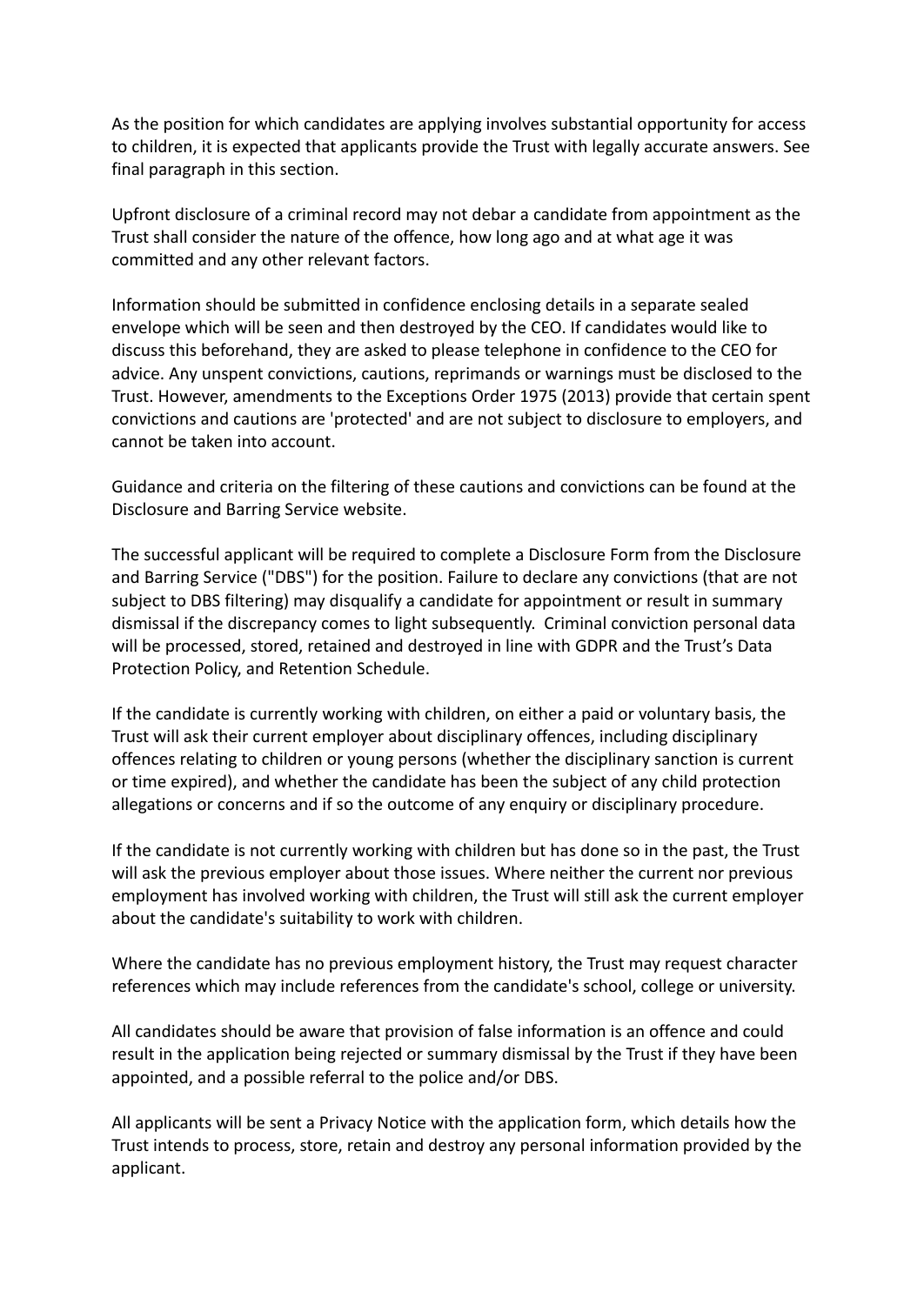As the position for which candidates are applying involves substantial opportunity for access to children, it is expected that applicants provide the Trust with legally accurate answers. See final paragraph in this section.

Upfront disclosure of a criminal record may not debar a candidate from appointment as the Trust shall consider the nature of the offence, how long ago and at what age it was committed and any other relevant factors.

Information should be submitted in confidence enclosing details in a separate sealed envelope which will be seen and then destroyed by the CEO. If candidates would like to discuss this beforehand, they are asked to please telephone in confidence to the CEO for advice. Any unspent convictions, cautions, reprimands or warnings must be disclosed to the Trust. However, amendments to the Exceptions Order 1975 (2013) provide that certain spent convictions and cautions are 'protected' and are not subject to disclosure to employers, and cannot be taken into account.

Guidance and criteria on the filtering of these cautions and convictions can be found at the Disclosure and Barring Service website.

The successful applicant will be required to complete a Disclosure Form from the Disclosure and Barring Service ("DBS") for the position. Failure to declare any convictions (that are not subject to DBS filtering) may disqualify a candidate for appointment or result in summary dismissal if the discrepancy comes to light subsequently. Criminal conviction personal data will be processed, stored, retained and destroyed in line with GDPR and the Trust's Data Protection Policy, and Retention Schedule.

If the candidate is currently working with children, on either a paid or voluntary basis, the Trust will ask their current employer about disciplinary offences, including disciplinary offences relating to children or young persons (whether the disciplinary sanction is current or time expired), and whether the candidate has been the subject of any child protection allegations or concerns and if so the outcome of any enquiry or disciplinary procedure.

If the candidate is not currently working with children but has done so in the past, the Trust will ask the previous employer about those issues. Where neither the current nor previous employment has involved working with children, the Trust will still ask the current employer about the candidate's suitability to work with children.

Where the candidate has no previous employment history, the Trust may request character references which may include references from the candidate's school, college or university.

All candidates should be aware that provision of false information is an offence and could result in the application being rejected or summary dismissal by the Trust if they have been appointed, and a possible referral to the police and/or DBS.

All applicants will be sent a Privacy Notice with the application form, which details how the Trust intends to process, store, retain and destroy any personal information provided by the applicant.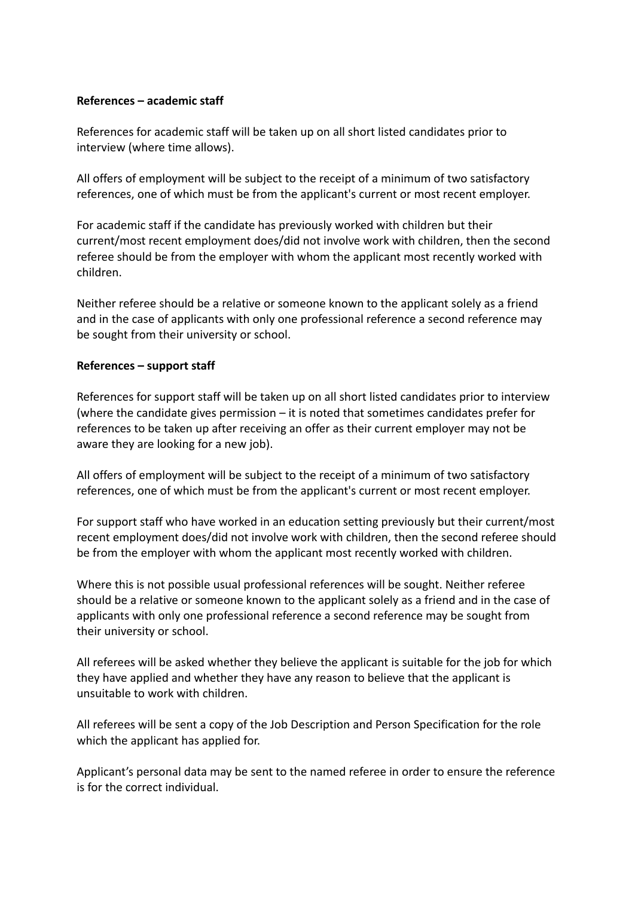**References – academic staff**

References for academic staff will be taken up on all short listed candidates prior to interview (where time allows).

All offers of employment will be subject to the receipt of a minimum of two satisfactory references, one of which must be from the applicant's current or most recent employer.

For academic staff if the candidate has previously worked with children but their current/most recent employment does/did not involve work with children, then the second referee should be from the employer with whom the applicant most recently worked with children.

Neither referee should be a relative or someone known to the applicant solely as a friend and in the case of applicants with only one professional reference a second reference may be sought from their university or school.

**References – support staff**

References for support staff will be taken up on all short listed candidates prior to interview (where the candidate gives permission – it is noted that sometimes candidates prefer for references to be taken up after receiving an offer as their current employer may not be aware they are looking for a new job).

All offers of employment will be subject to the receipt of a minimum of two satisfactory references, one of which must be from the applicant's current or most recent employer.

For support staff who have worked in an education setting previously but their current/most recent employment does/did not involve work with children, then the second referee should be from the employer with whom the applicant most recently worked with children.

Where this is not possible usual professional references will be sought. Neither referee should be a relative or someone known to the applicant solely as a friend and in the case of applicants with only one professional reference a second reference may be sought from their university or school.

All referees will be asked whether they believe the applicant is suitable for the job for which they have applied and whether they have any reason to believe that the applicant is unsuitable to work with children.

All referees will be sent a copy of the Job Description and Person Specification for the role which the applicant has applied for.

Applicant's personal data may be sent to the named referee in order to ensure the reference is for the correct individual.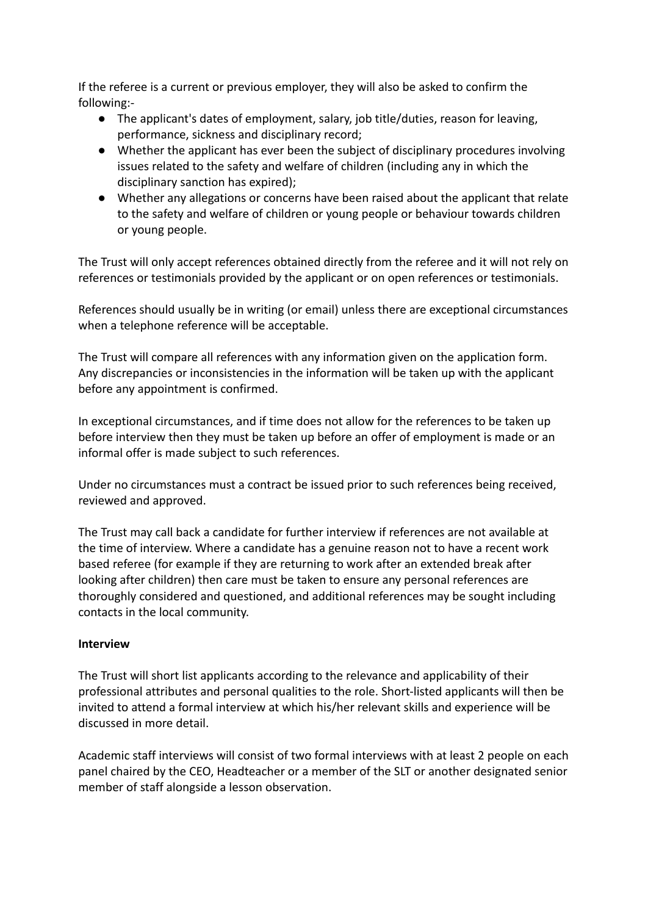If the referee is a current or previous employer, they will also be asked to confirm the following:-

- The applicant's dates of employment, salary, job title/duties, reason for leaving, performance, sickness and disciplinary record;
- Whether the applicant has ever been the subject of disciplinary procedures involving issues related to the safety and welfare of children (including any in which the disciplinary sanction has expired);
- Whether any allegations or concerns have been raised about the applicant that relate to the safety and welfare of children or young people or behaviour towards children or young people.

The Trust will only accept references obtained directly from the referee and it will not rely on references or testimonials provided by the applicant or on open references or testimonials.

References should usually be in writing (or email) unless there are exceptional circumstances when a telephone reference will be acceptable.

The Trust will compare all references with any information given on the application form. Any discrepancies or inconsistencies in the information will be taken up with the applicant before any appointment is confirmed.

In exceptional circumstances, and if time does not allow for the references to be taken up before interview then they must be taken up before an offer of employment is made or an informal offer is made subject to such references.

Under no circumstances must a contract be issued prior to such references being received, reviewed and approved.

The Trust may call back a candidate for further interview if references are not available at the time of interview. Where a candidate has a genuine reason not to have a recent work based referee (for example if they are returning to work after an extended break after looking after children) then care must be taken to ensure any personal references are thoroughly considered and questioned, and additional references may be sought including contacts in the local community.

**Interview**

The Trust will short list applicants according to the relevance and applicability of their professional attributes and personal qualities to the role. Short-listed applicants will then be invited to attend a formal interview at which his/her relevant skills and experience will be discussed in more detail.

Academic staff interviews will consist of two formal interviews with at least 2 people on each panel chaired by the CEO, Headteacher or a member of the SLT or another designated senior member of staff alongside a lesson observation.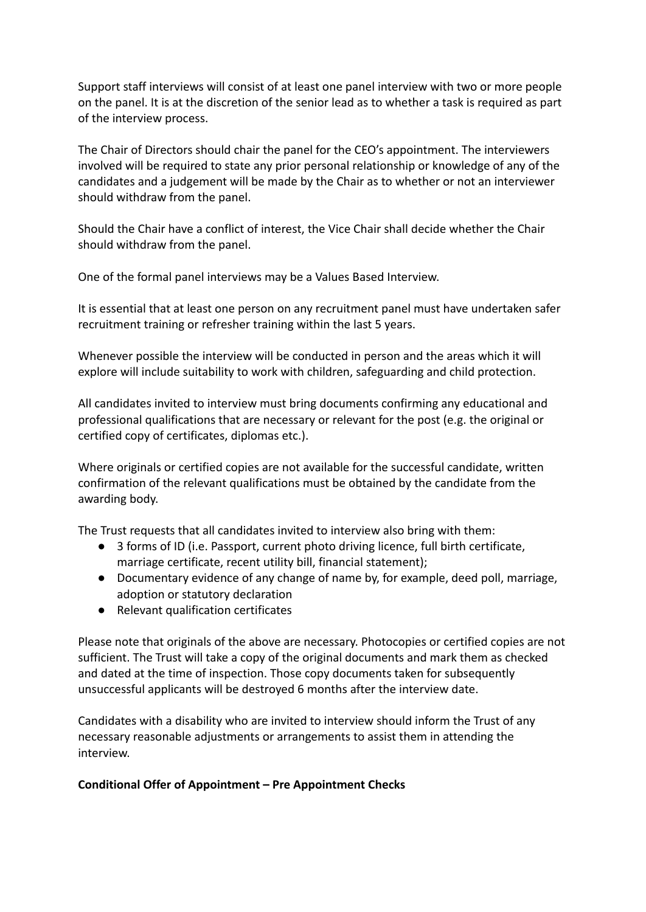Support staff interviews will consist of at least one panel interview with two or more people on the panel. It is at the discretion of the senior lead as to whether a task is required as part of the interview process.

The Chair of Directors should chair the panel for the CEO's appointment. The interviewers involved will be required to state any prior personal relationship or knowledge of any of the candidates and a judgement will be made by the Chair as to whether or not an interviewer should withdraw from the panel.

Should the Chair have a conflict of interest, the Vice Chair shall decide whether the Chair should withdraw from the panel.

One of the formal panel interviews may be a Values Based Interview.

It is essential that at least one person on any recruitment panel must have undertaken safer recruitment training or refresher training within the last 5 years.

Whenever possible the interview will be conducted in person and the areas which it will explore will include suitability to work with children, safeguarding and child protection.

All candidates invited to interview must bring documents confirming any educational and professional qualifications that are necessary or relevant for the post (e.g. the original or certified copy of certificates, diplomas etc.).

Where originals or certified copies are not available for the successful candidate, written confirmation of the relevant qualifications must be obtained by the candidate from the awarding body.

The Trust requests that all candidates invited to interview also bring with them:

- 3 forms of ID (i.e. Passport, current photo driving licence, full birth certificate, marriage certificate, recent utility bill, financial statement);
- Documentary evidence of any change of name by, for example, deed poll, marriage, adoption or statutory declaration
- Relevant qualification certificates

Please note that originals of the above are necessary. Photocopies or certified copies are not sufficient. The Trust will take a copy of the original documents and mark them as checked and dated at the time of inspection. Those copy documents taken for subsequently unsuccessful applicants will be destroyed 6 months after the interview date.

Candidates with a disability who are invited to interview should inform the Trust of any necessary reasonable adjustments or arrangements to assist them in attending the interview.

**Conditional Offer of Appointment – Pre Appointment Checks**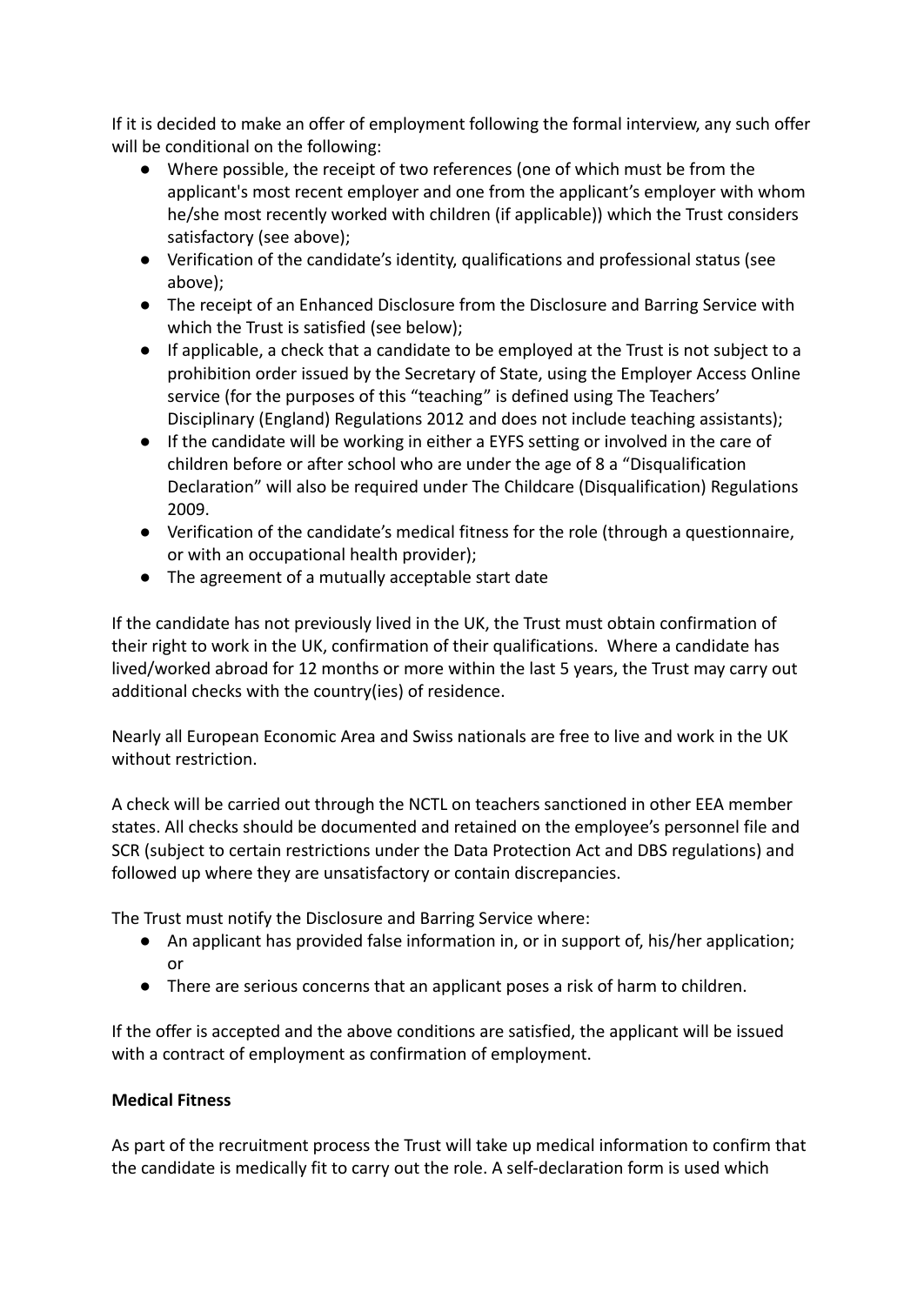If it is decided to make an offer of employment following the formal interview, any such offer will be conditional on the following:

- Where possible, the receipt of two references (one of which must be from the applicant's most recent employer and one from the applicant's employer with whom he/she most recently worked with children (if applicable)) which the Trust considers satisfactory (see above);
- Verification of the candidate's identity, qualifications and professional status (see above);
- The receipt of an Enhanced Disclosure from the Disclosure and Barring Service with which the Trust is satisfied (see below);
- If applicable, a check that a candidate to be employed at the Trust is not subject to a prohibition order issued by the Secretary of State, using the Employer Access Online service (for the purposes of this "teaching" is defined using The Teachers' Disciplinary (England) Regulations 2012 and does not include teaching assistants);
- If the candidate will be working in either a EYFS setting or involved in the care of children before or after school who are under the age of 8 a "Disqualification Declaration" will also be required under The Childcare (Disqualification) Regulations 2009.
- Verification of the candidate's medical fitness for the role (through a questionnaire, or with an occupational health provider);
- The agreement of a mutually acceptable start date

If the candidate has not previously lived in the UK, the Trust must obtain confirmation of their right to work in the UK, confirmation of their qualifications. Where a candidate has lived/worked abroad for 12 months or more within the last 5 years, the Trust may carry out additional checks with the country(ies) of residence.

Nearly all European Economic Area and Swiss nationals are free to live and work in the UK without restriction.

A check will be carried out through the NCTL on teachers sanctioned in other EEA member states. All checks should be documented and retained on the employee's personnel file and SCR (subject to certain restrictions under the Data Protection Act and DBS regulations) and followed up where they are unsatisfactory or contain discrepancies.

The Trust must notify the Disclosure and Barring Service where:

- An applicant has provided false information in, or in support of, his/her application; or
- There are serious concerns that an applicant poses a risk of harm to children.

If the offer is accepted and the above conditions are satisfied, the applicant will be issued with a contract of employment as confirmation of employment.

**Medical Fitness**

As part of the recruitment process the Trust will take up medical information to confirm that the candidate is medically fit to carry out the role. A self-declaration form is used which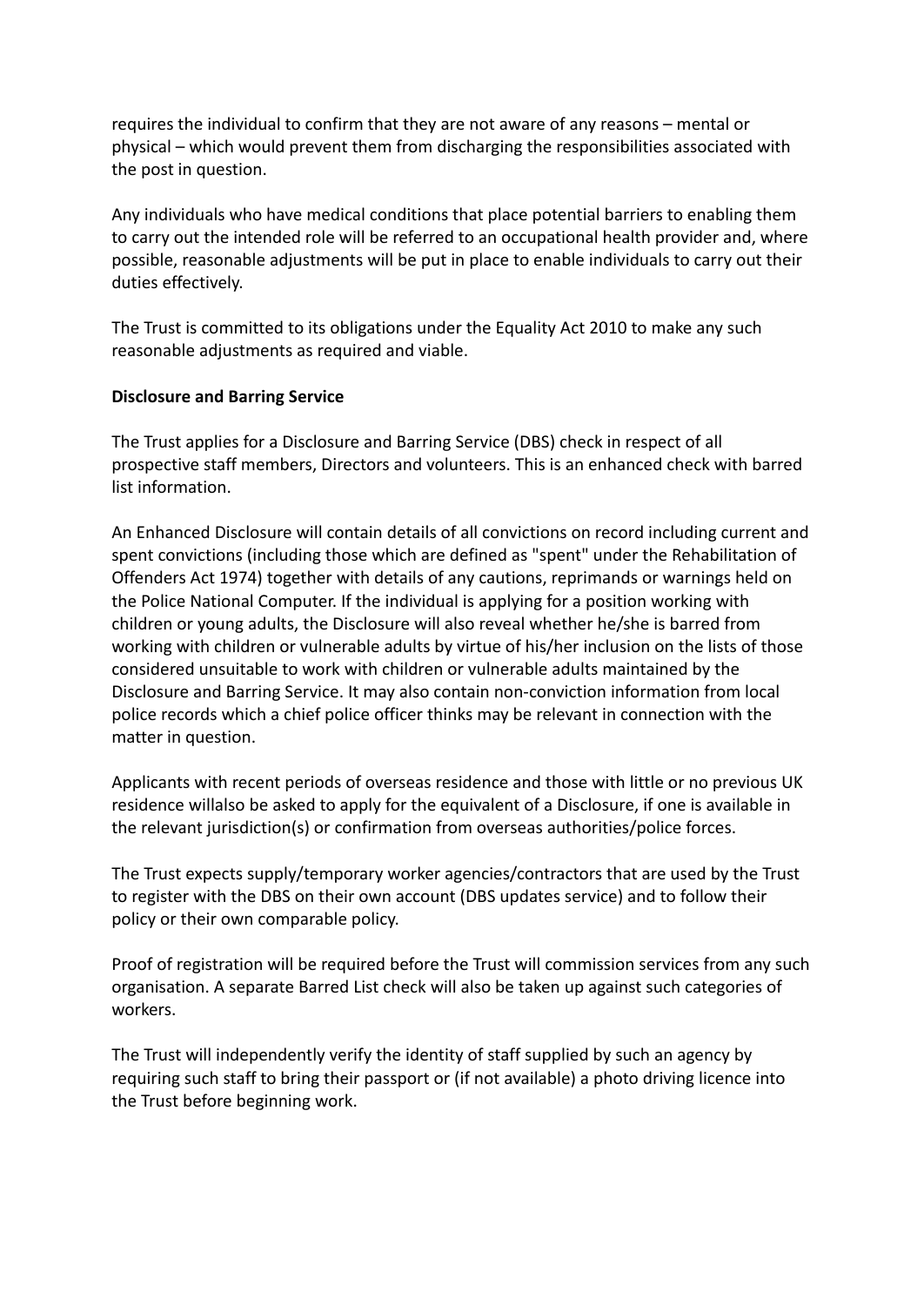requires the individual to confirm that they are not aware of any reasons – mental or physical – which would prevent them from discharging the responsibilities associated with the post in question.

Any individuals who have medical conditions that place potential barriers to enabling them to carry out the intended role will be referred to an occupational health provider and, where possible, reasonable adjustments will be put in place to enable individuals to carry out their duties effectively.

The Trust is committed to its obligations under the Equality Act 2010 to make any such reasonable adjustments as required and viable.

**Disclosure and Barring Service**

The Trust applies for a Disclosure and Barring Service (DBS) check in respect of all prospective staff members, Directors and volunteers. This is an enhanced check with barred list information.

An Enhanced Disclosure will contain details of all convictions on record including current and spent convictions (including those which are defined as "spent" under the Rehabilitation of Offenders Act 1974) together with details of any cautions, reprimands or warnings held on the Police National Computer. If the individual is applying for a position working with children or young adults, the Disclosure will also reveal whether he/she is barred from working with children or vulnerable adults by virtue of his/her inclusion on the lists of those considered unsuitable to work with children or vulnerable adults maintained by the Disclosure and Barring Service. It may also contain non-conviction information from local police records which a chief police officer thinks may be relevant in connection with the matter in question.

Applicants with recent periods of overseas residence and those with little or no previous UK residence willalso be asked to apply for the equivalent of a Disclosure, if one is available in the relevant jurisdiction(s) or confirmation from overseas authorities/police forces.

The Trust expects supply/temporary worker agencies/contractors that are used by the Trust to register with the DBS on their own account (DBS updates service) and to follow their policy or their own comparable policy.

Proof of registration will be required before the Trust will commission services from any such organisation. A separate Barred List check will also be taken up against such categories of workers.

The Trust will independently verify the identity of staff supplied by such an agency by requiring such staff to bring their passport or (if not available) a photo driving licence into the Trust before beginning work.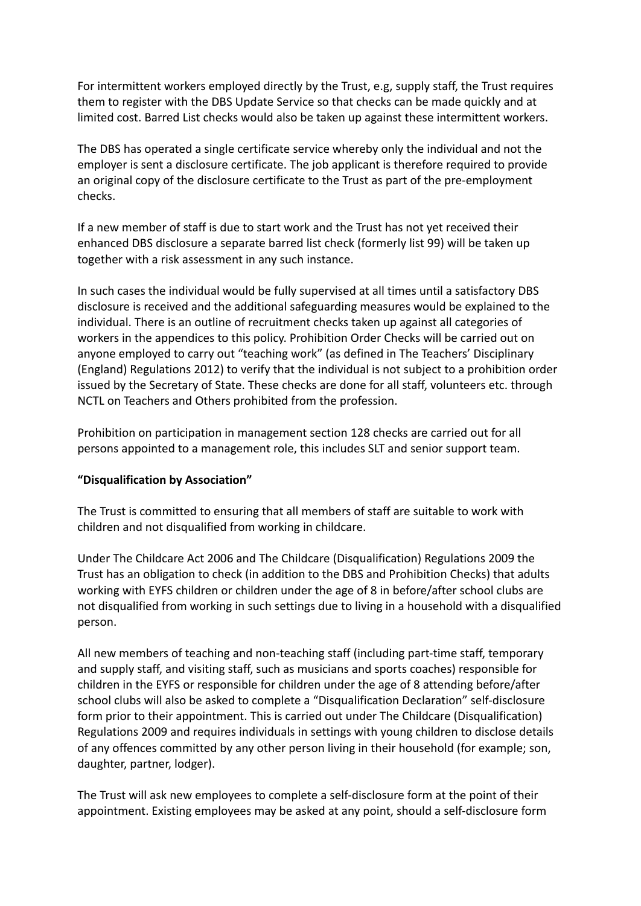For intermittent workers employed directly by the Trust, e.g, supply staff, the Trust requires them to register with the DBS Update Service so that checks can be made quickly and at limited cost. Barred List checks would also be taken up against these intermittent workers.

The DBS has operated a single certificate service whereby only the individual and not the employer is sent a disclosure certificate. The job applicant is therefore required to provide an original copy of the disclosure certificate to the Trust as part of the pre-employment checks.

If a new member of staff is due to start work and the Trust has not yet received their enhanced DBS disclosure a separate barred list check (formerly list 99) will be taken up together with a risk assessment in any such instance.

In such cases the individual would be fully supervised at all times until a satisfactory DBS disclosure is received and the additional safeguarding measures would be explained to the individual. There is an outline of recruitment checks taken up against all categories of workers in the appendices to this policy. Prohibition Order Checks will be carried out on anyone employed to carry out "teaching work" (as defined in The Teachers' Disciplinary (England) Regulations 2012) to verify that the individual is not subject to a prohibition order issued by the Secretary of State. These checks are done for all staff, volunteers etc. through NCTL on Teachers and Others prohibited from the profession.

Prohibition on participation in management section 128 checks are carried out for all persons appointed to a management role, this includes SLT and senior support team.

**"Disqualification by Association"**

The Trust is committed to ensuring that all members of staff are suitable to work with children and not disqualified from working in childcare.

Under The Childcare Act 2006 and The Childcare (Disqualification) Regulations 2009 the Trust has an obligation to check (in addition to the DBS and Prohibition Checks) that adults working with EYFS children or children under the age of 8 in before/after school clubs are not disqualified from working in such settings due to living in a household with a disqualified person.

All new members of teaching and non-teaching staff (including part-time staff, temporary and supply staff, and visiting staff, such as musicians and sports coaches) responsible for children in the EYFS or responsible for children under the age of 8 attending before/after school clubs will also be asked to complete a "Disqualification Declaration" self-disclosure form prior to their appointment. This is carried out under The Childcare (Disqualification) Regulations 2009 and requires individuals in settings with young children to disclose details of any offences committed by any other person living in their household (for example; son, daughter, partner, lodger).

The Trust will ask new employees to complete a self-disclosure form at the point of their appointment. Existing employees may be asked at any point, should a self-disclosure form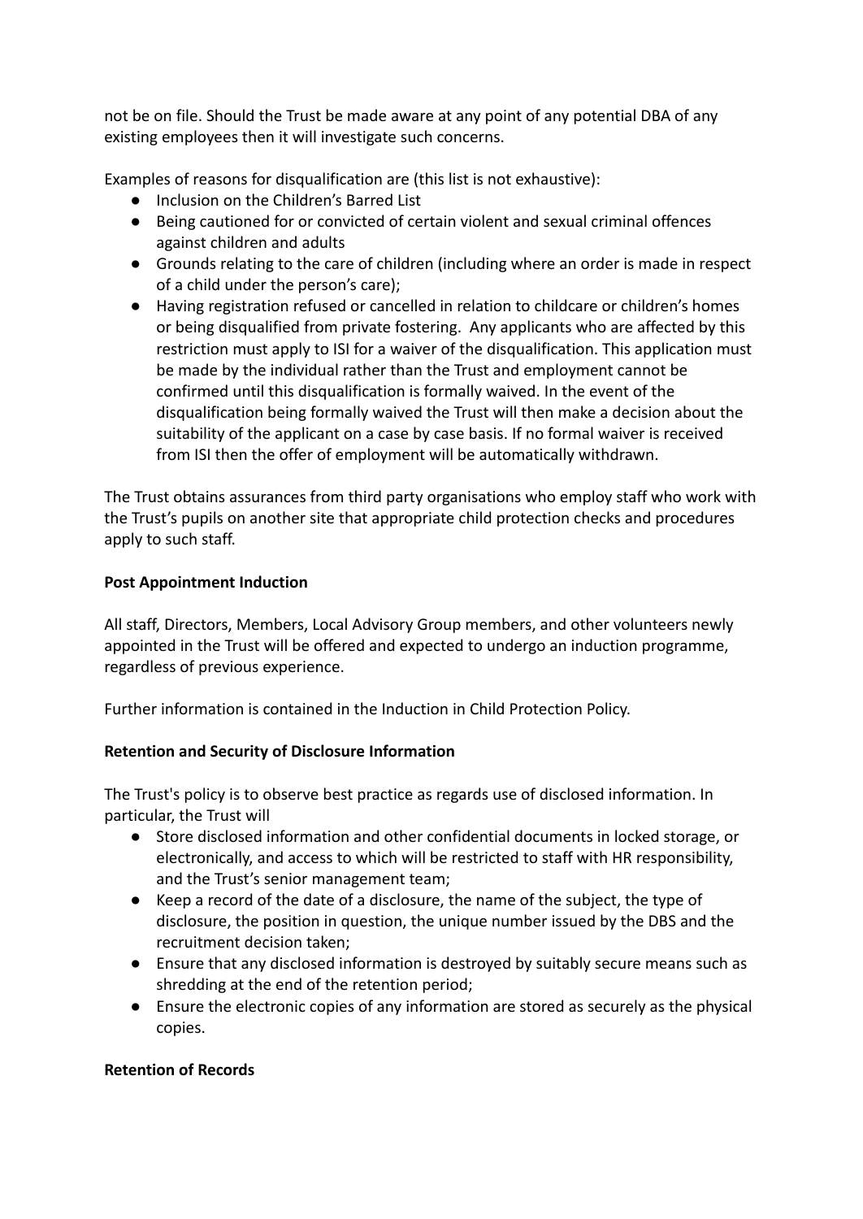not be on file. Should the Trust be made aware at any point of any potential DBA of any existing employees then it will investigate such concerns.

Examples of reasons for disqualification are (this list is not exhaustive):

- Inclusion on the Children's Barred List
- Being cautioned for or convicted of certain violent and sexual criminal offences against children and adults
- Grounds relating to the care of children (including where an order is made in respect of a child under the person's care);
- Having registration refused or cancelled in relation to childcare or children's homes or being disqualified from private fostering. Any applicants who are affected by this restriction must apply to ISI for a waiver of the disqualification. This application must be made by the individual rather than the Trust and employment cannot be confirmed until this disqualification is formally waived. In the event of the disqualification being formally waived the Trust will then make a decision about the suitability of the applicant on a case by case basis. If no formal waiver is received from ISI then the offer of employment will be automatically withdrawn.

The Trust obtains assurances from third party organisations who employ staff who work with the Trust's pupils on another site that appropriate child protection checks and procedures apply to such staff.

**Post Appointment Induction**

All staff, Directors, Members, Local Advisory Group members, and other volunteers newly appointed in the Trust will be offered and expected to undergo an induction programme, regardless of previous experience.

Further information is contained in the Induction in Child Protection Policy.

**Retention and Security of Disclosure Information**

The Trust's policy is to observe best practice as regards use of disclosed information. In particular, the Trust will

- Store disclosed information and other confidential documents in locked storage, or electronically, and access to which will be restricted to staff with HR responsibility, and the Trust's senior management team;
- Keep a record of the date of a disclosure, the name of the subject, the type of disclosure, the position in question, the unique number issued by the DBS and the recruitment decision taken;
- Ensure that any disclosed information is destroyed by suitably secure means such as shredding at the end of the retention period;
- Ensure the electronic copies of any information are stored as securely as the physical copies.

**Retention of Records**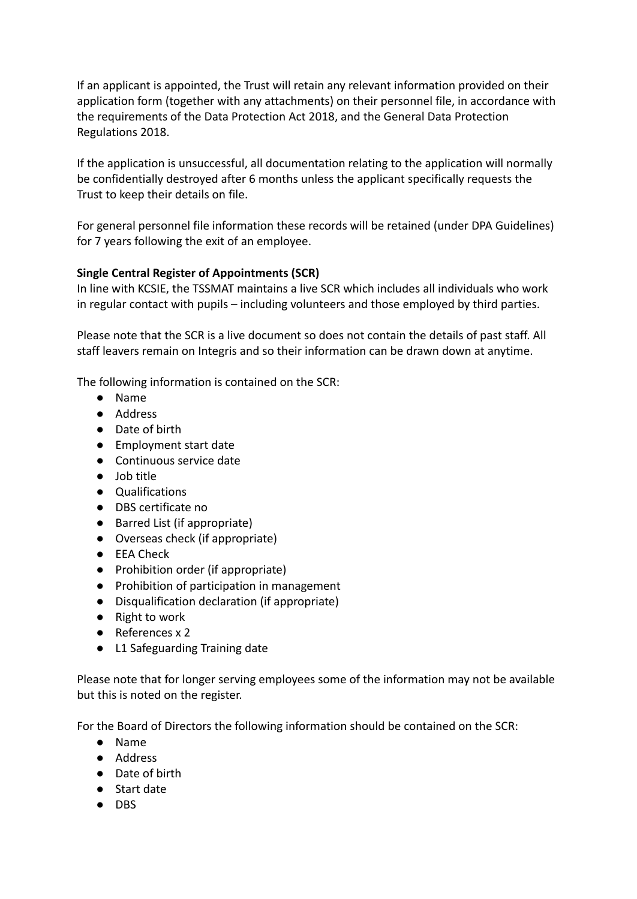If an applicant is appointed, the Trust will retain any relevant information provided on their application form (together with any attachments) on their personnel file, in accordance with the requirements of the Data Protection Act 2018, and the General Data Protection Regulations 2018.

If the application is unsuccessful, all documentation relating to the application will normally be confidentially destroyed after 6 months unless the applicant specifically requests the Trust to keep their details on file.

For general personnel file information these records will be retained (under DPA Guidelines) for 7 years following the exit of an employee.

**Single Central Register of Appointments (SCR)**

In line with KCSIE, the TSSMAT maintains a live SCR which includes all individuals who work in regular contact with pupils – including volunteers and those employed by third parties.

Please note that the SCR is a live document so does not contain the details of past staff. All staff leavers remain on Integris and so their information can be drawn down at anytime.

The following information is contained on the SCR:

- Name
- Address
- Date of birth
- Employment start date
- Continuous service date
- Job title
- Qualifications
- DBS certificate no
- Barred List (if appropriate)
- Overseas check (if appropriate)
- EEA Check
- Prohibition order (if appropriate)
- Prohibition of participation in management
- Disqualification declaration (if appropriate)
- Right to work
- References x 2
- L1 Safeguarding Training date

Please note that for longer serving employees some of the information may not be available but this is noted on the register.

For the Board of Directors the following information should be contained on the SCR:

- Name
- Address
- Date of birth
- Start date
- DBS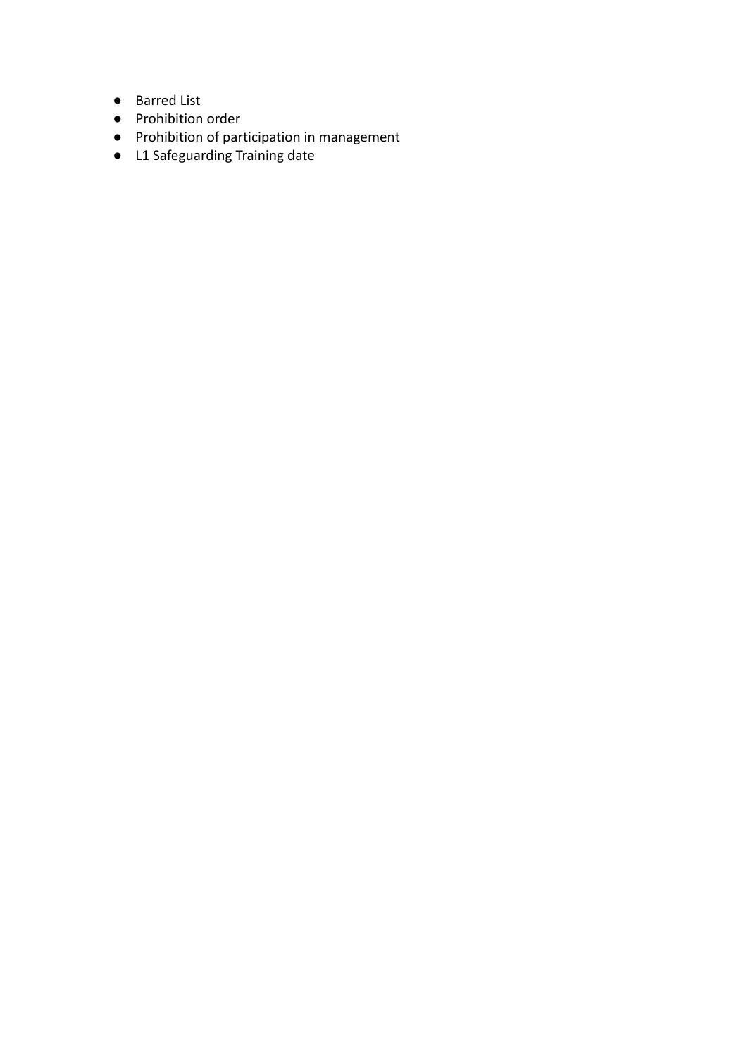- Barred List
- Prohibition order
- Prohibition of participation in management
- L1 Safeguarding Training date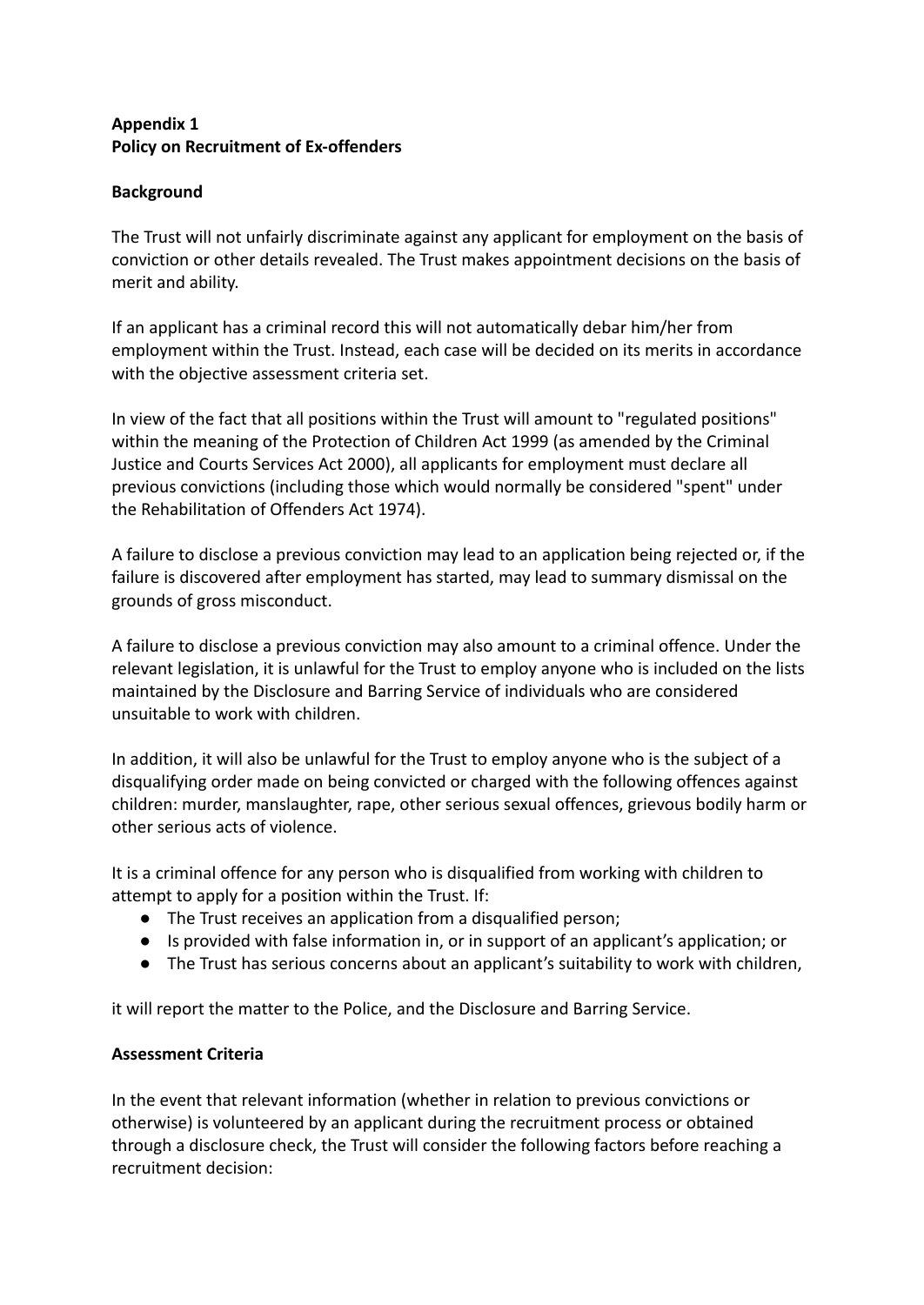**Appendix 1**
**Policy on Recruitment of Ex-offenders**

**Background**

The Trust will not unfairly discriminate against any applicant for employment on the basis of conviction or other details revealed. The Trust makes appointment decisions on the basis of merit and ability.

If an applicant has a criminal record this will not automatically debar him/her from employment within the Trust. Instead, each case will be decided on its merits in accordance with the objective assessment criteria set.

In view of the fact that all positions within the Trust will amount to "regulated positions" within the meaning of the Protection of Children Act 1999 (as amended by the Criminal Justice and Courts Services Act 2000), all applicants for employment must declare all previous convictions (including those which would normally be considered "spent" under the Rehabilitation of Offenders Act 1974).

A failure to disclose a previous conviction may lead to an application being rejected or, if the failure is discovered after employment has started, may lead to summary dismissal on the grounds of gross misconduct.

A failure to disclose a previous conviction may also amount to a criminal offence. Under the relevant legislation, it is unlawful for the Trust to employ anyone who is included on the lists maintained by the Disclosure and Barring Service of individuals who are considered unsuitable to work with children.

In addition, it will also be unlawful for the Trust to employ anyone who is the subject of a disqualifying order made on being convicted or charged with the following offences against children: murder, manslaughter, rape, other serious sexual offences, grievous bodily harm or other serious acts of violence.

It is a criminal offence for any person who is disqualified from working with children to attempt to apply for a position within the Trust. If:

- The Trust receives an application from a disqualified person;
- Is provided with false information in, or in support of an applicant's application; or
- The Trust has serious concerns about an applicant's suitability to work with children,

it will report the matter to the Police, and the Disclosure and Barring Service.

**Assessment Criteria**

In the event that relevant information (whether in relation to previous convictions or otherwise) is volunteered by an applicant during the recruitment process or obtained through a disclosure check, the Trust will consider the following factors before reaching a recruitment decision: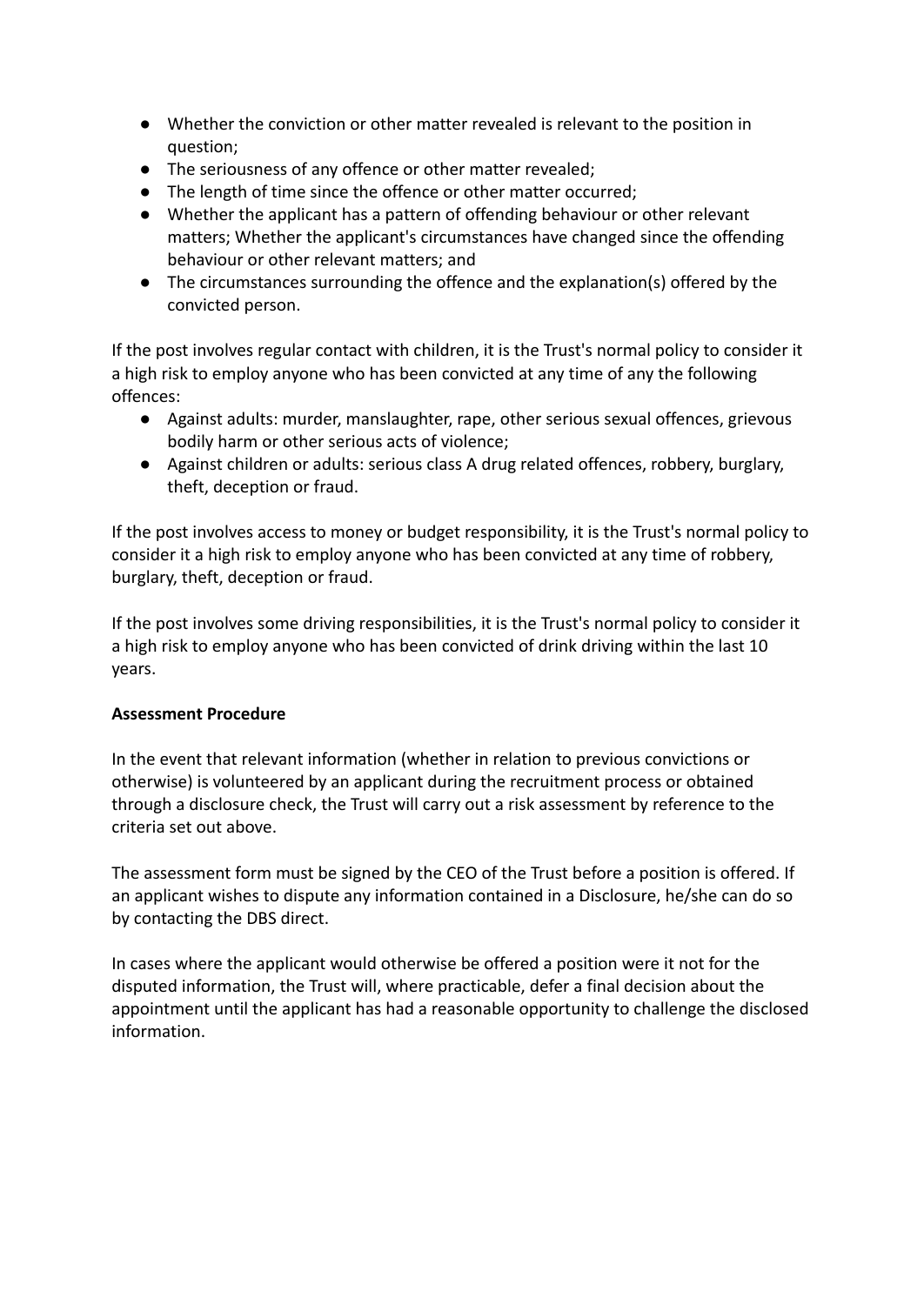- Whether the conviction or other matter revealed is relevant to the position in question;
- The seriousness of any offence or other matter revealed;
- The length of time since the offence or other matter occurred;
- Whether the applicant has a pattern of offending behaviour or other relevant matters; Whether the applicant's circumstances have changed since the offending behaviour or other relevant matters; and
- The circumstances surrounding the offence and the explanation(s) offered by the convicted person.

If the post involves regular contact with children, it is the Trust's normal policy to consider it a high risk to employ anyone who has been convicted at any time of any the following offences:

- Against adults: murder, manslaughter, rape, other serious sexual offences, grievous bodily harm or other serious acts of violence;
- Against children or adults: serious class A drug related offences, robbery, burglary, theft, deception or fraud.

If the post involves access to money or budget responsibility, it is the Trust's normal policy to consider it a high risk to employ anyone who has been convicted at any time of robbery, burglary, theft, deception or fraud.

If the post involves some driving responsibilities, it is the Trust's normal policy to consider it a high risk to employ anyone who has been convicted of drink driving within the last 10 years.

**Assessment Procedure**

In the event that relevant information (whether in relation to previous convictions or otherwise) is volunteered by an applicant during the recruitment process or obtained through a disclosure check, the Trust will carry out a risk assessment by reference to the criteria set out above.

The assessment form must be signed by the CEO of the Trust before a position is offered. If an applicant wishes to dispute any information contained in a Disclosure, he/she can do so by contacting the DBS direct.

In cases where the applicant would otherwise be offered a position were it not for the disputed information, the Trust will, where practicable, defer a final decision about the appointment until the applicant has had a reasonable opportunity to challenge the disclosed information.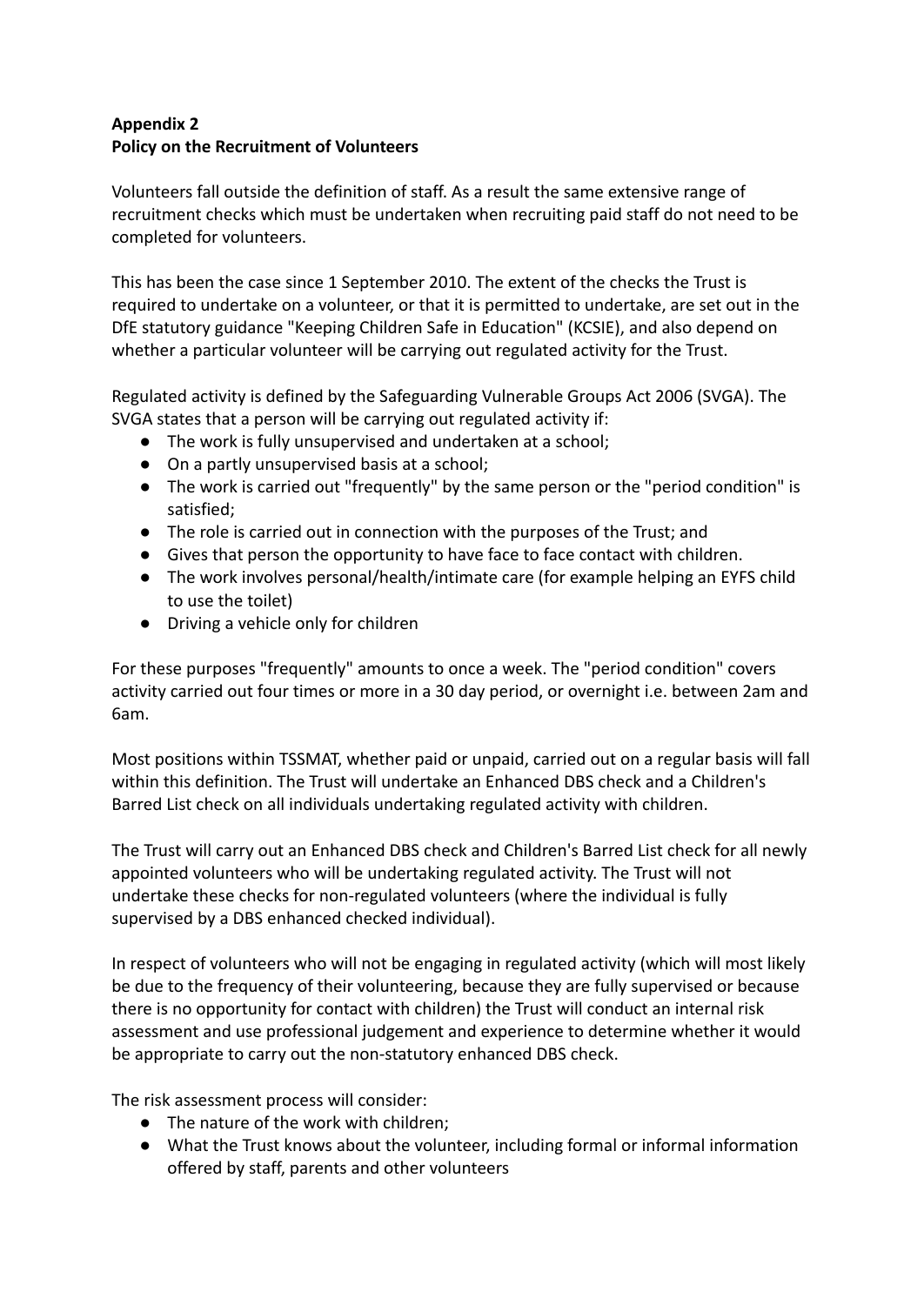**Appendix 2**
**Policy on the Recruitment of Volunteers**

Volunteers fall outside the definition of staff. As a result the same extensive range of recruitment checks which must be undertaken when recruiting paid staff do not need to be completed for volunteers.

This has been the case since 1 September 2010. The extent of the checks the Trust is required to undertake on a volunteer, or that it is permitted to undertake, are set out in the DfE statutory guidance "Keeping Children Safe in Education" (KCSIE), and also depend on whether a particular volunteer will be carrying out regulated activity for the Trust.

Regulated activity is defined by the Safeguarding Vulnerable Groups Act 2006 (SVGA). The SVGA states that a person will be carrying out regulated activity if:

- The work is fully unsupervised and undertaken at a school;
- On a partly unsupervised basis at a school;
- The work is carried out "frequently" by the same person or the "period condition" is satisfied;
- The role is carried out in connection with the purposes of the Trust; and
- Gives that person the opportunity to have face to face contact with children.
- The work involves personal/health/intimate care (for example helping an EYFS child to use the toilet)
- Driving a vehicle only for children

For these purposes "frequently" amounts to once a week. The "period condition" covers activity carried out four times or more in a 30 day period, or overnight i.e. between 2am and 6am.

Most positions within TSSMAT, whether paid or unpaid, carried out on a regular basis will fall within this definition. The Trust will undertake an Enhanced DBS check and a Children's Barred List check on all individuals undertaking regulated activity with children.

The Trust will carry out an Enhanced DBS check and Children's Barred List check for all newly appointed volunteers who will be undertaking regulated activity. The Trust will not undertake these checks for non-regulated volunteers (where the individual is fully supervised by a DBS enhanced checked individual).

In respect of volunteers who will not be engaging in regulated activity (which will most likely be due to the frequency of their volunteering, because they are fully supervised or because there is no opportunity for contact with children) the Trust will conduct an internal risk assessment and use professional judgement and experience to determine whether it would be appropriate to carry out the non-statutory enhanced DBS check.

The risk assessment process will consider:

- The nature of the work with children;
- What the Trust knows about the volunteer, including formal or informal information offered by staff, parents and other volunteers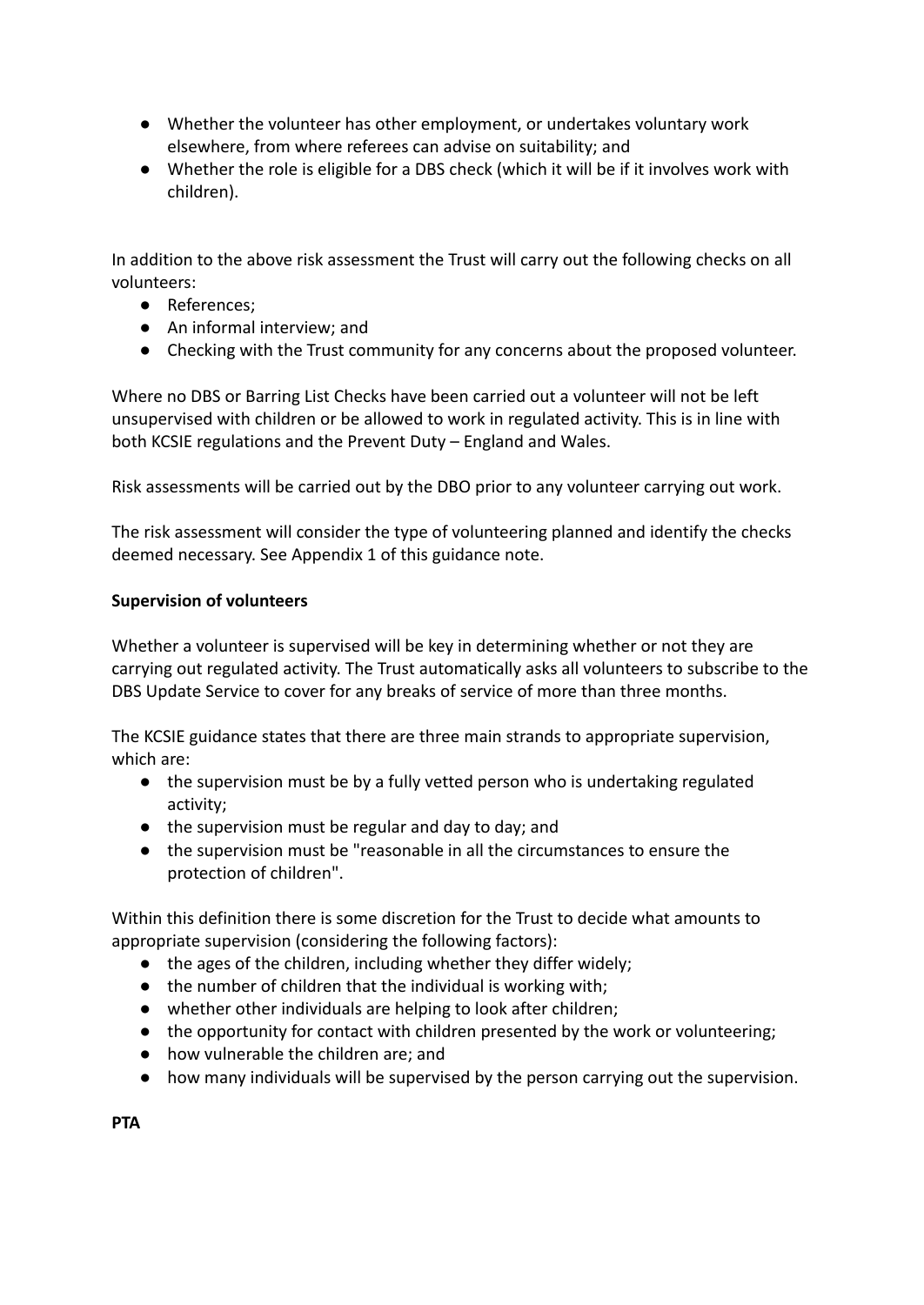- Whether the volunteer has other employment, or undertakes voluntary work elsewhere, from where referees can advise on suitability; and
- Whether the role is eligible for a DBS check (which it will be if it involves work with children).

In addition to the above risk assessment the Trust will carry out the following checks on all volunteers:

- References;
- An informal interview; and
- Checking with the Trust community for any concerns about the proposed volunteer.

Where no DBS or Barring List Checks have been carried out a volunteer will not be left unsupervised with children or be allowed to work in regulated activity. This is in line with both KCSIE regulations and the Prevent Duty – England and Wales.

Risk assessments will be carried out by the DBO prior to any volunteer carrying out work.

The risk assessment will consider the type of volunteering planned and identify the checks deemed necessary. See Appendix 1 of this guidance note.

**Supervision of volunteers**

Whether a volunteer is supervised will be key in determining whether or not they are carrying out regulated activity. The Trust automatically asks all volunteers to subscribe to the DBS Update Service to cover for any breaks of service of more than three months.

The KCSIE guidance states that there are three main strands to appropriate supervision, which are:

- the supervision must be by a fully vetted person who is undertaking regulated activity;
- the supervision must be regular and day to day; and
- the supervision must be "reasonable in all the circumstances to ensure the protection of children".

Within this definition there is some discretion for the Trust to decide what amounts to appropriate supervision (considering the following factors):

- the ages of the children, including whether they differ widely;
- the number of children that the individual is working with;
- whether other individuals are helping to look after children;
- the opportunity for contact with children presented by the work or volunteering;
- how vulnerable the children are; and
- how many individuals will be supervised by the person carrying out the supervision.

**PTA**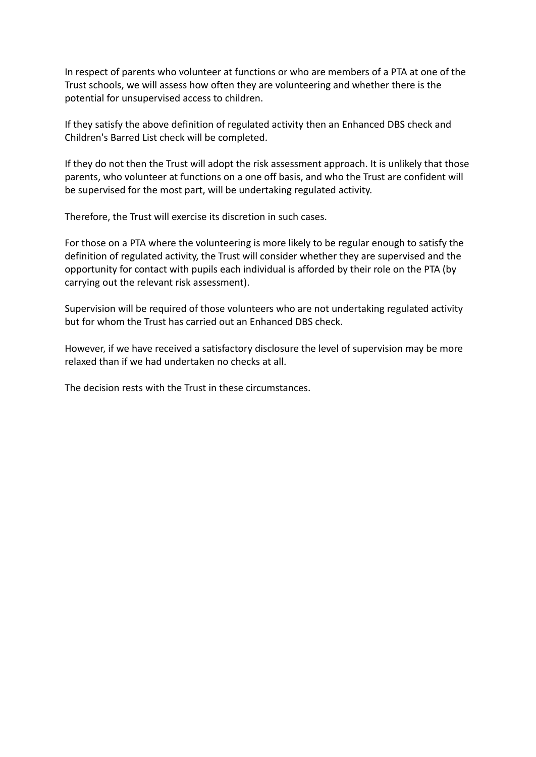In respect of parents who volunteer at functions or who are members of a PTA at one of the Trust schools, we will assess how often they are volunteering and whether there is the potential for unsupervised access to children.

If they satisfy the above definition of regulated activity then an Enhanced DBS check and Children's Barred List check will be completed.

If they do not then the Trust will adopt the risk assessment approach. It is unlikely that those parents, who volunteer at functions on a one off basis, and who the Trust are confident will be supervised for the most part, will be undertaking regulated activity.

Therefore, the Trust will exercise its discretion in such cases.

For those on a PTA where the volunteering is more likely to be regular enough to satisfy the definition of regulated activity, the Trust will consider whether they are supervised and the opportunity for contact with pupils each individual is afforded by their role on the PTA (by carrying out the relevant risk assessment).

Supervision will be required of those volunteers who are not undertaking regulated activity but for whom the Trust has carried out an Enhanced DBS check.

However, if we have received a satisfactory disclosure the level of supervision may be more relaxed than if we had undertaken no checks at all.

The decision rests with the Trust in these circumstances.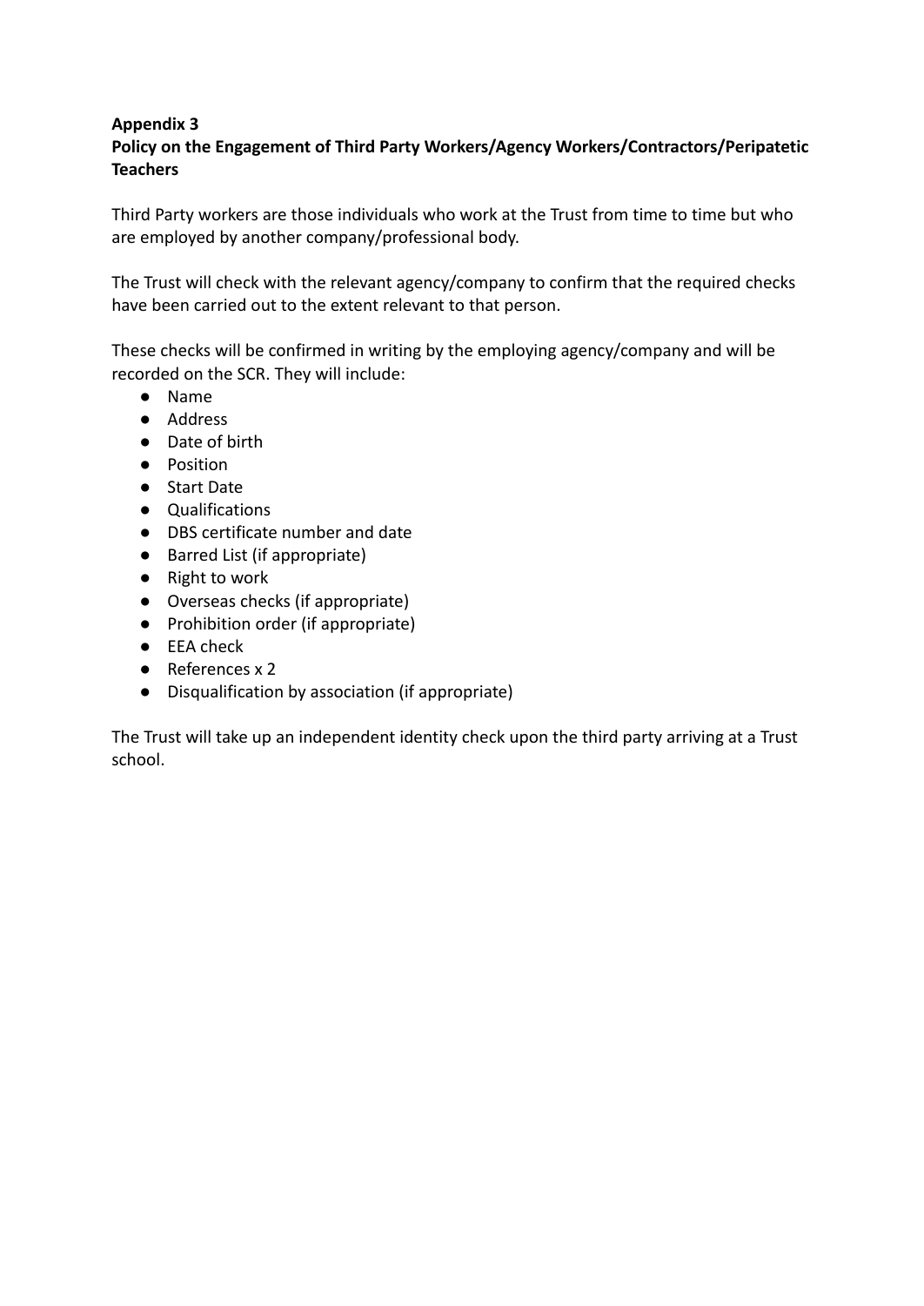**Appendix 3**

**Policy on the Engagement of Third Party Workers/Agency Workers/Contractors/Peripatetic Teachers**

Third Party workers are those individuals who work at the Trust from time to time but who are employed by another company/professional body.

The Trust will check with the relevant agency/company to confirm that the required checks have been carried out to the extent relevant to that person.

These checks will be confirmed in writing by the employing agency/company and will be recorded on the SCR. They will include:

- Name
- Address
- Date of birth
- Position
- Start Date
- Qualifications
- DBS certificate number and date
- Barred List (if appropriate)
- Right to work
- Overseas checks (if appropriate)
- Prohibition order (if appropriate)
- EEA check
- References x 2
- Disqualification by association (if appropriate)

The Trust will take up an independent identity check upon the third party arriving at a Trust school.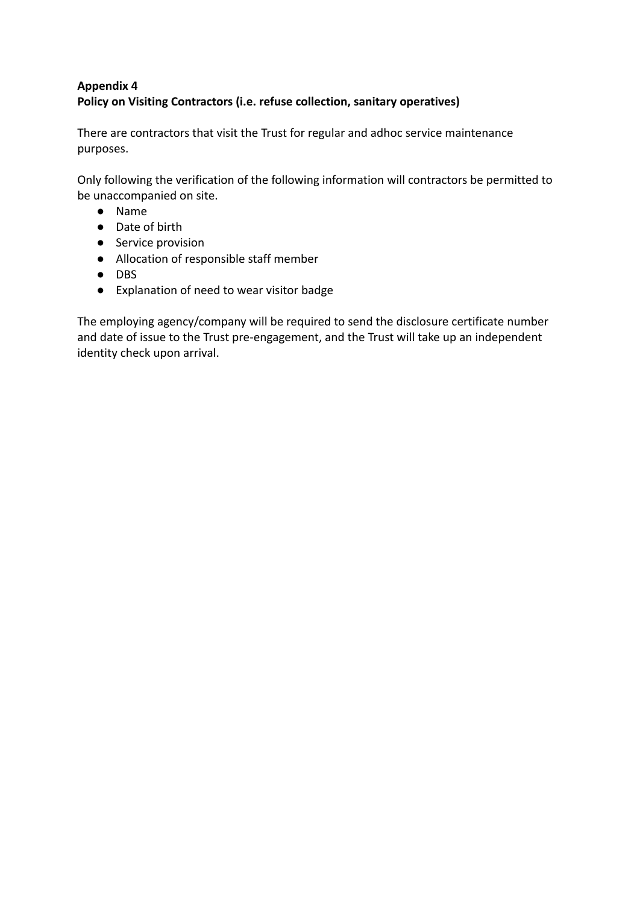**Appendix 4**
**Policy on Visiting Contractors (i.e. refuse collection, sanitary operatives)**

There are contractors that visit the Trust for regular and adhoc service maintenance purposes.

Only following the verification of the following information will contractors be permitted to be unaccompanied on site.

- Name
- Date of birth
- Service provision
- Allocation of responsible staff member
- DBS
- Explanation of need to wear visitor badge

The employing agency/company will be required to send the disclosure certificate number and date of issue to the Trust pre-engagement, and the Trust will take up an independent identity check upon arrival.